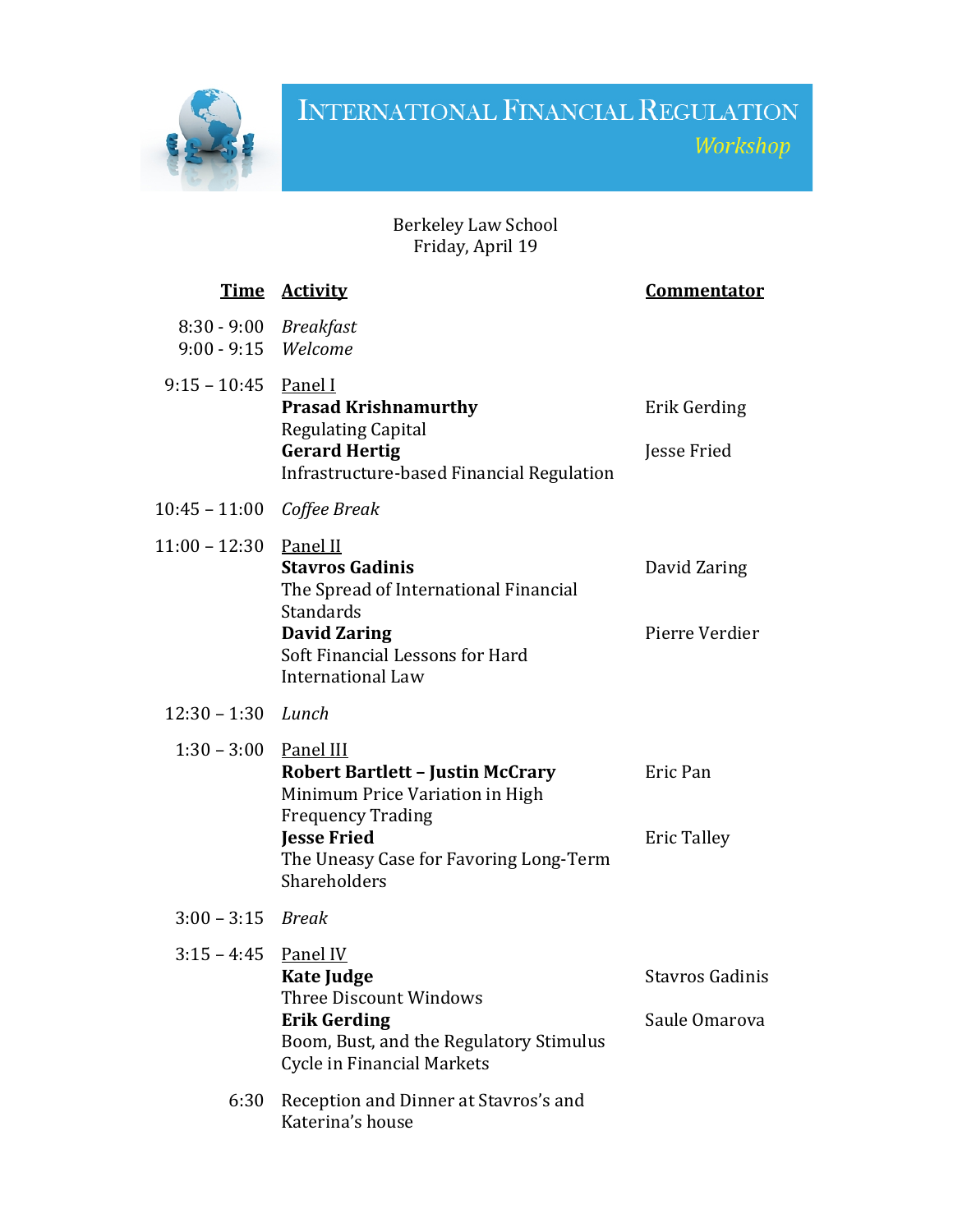# International Financial Regulation

## *Workshop*

Berkeley Law School
Friday, April 19

| Time | Activity | Commentator |
|---|---|---|
| 8:30 - 9:00 | *Breakfast* | |
| 9:00 - 9:15 | *Welcome* | |
| 9:15 – 10:45 | Panel I | |
| | **Prasad Krishnamurthy**<br>Regulating Capital | Erik Gerding |
| | **Gerard Hertig**<br>Infrastructure-based Financial Regulation | Jesse Fried |
| 10:45 – 11:00 | *Coffee Break* | |
| 11:00 – 12:30 | Panel II | |
| | **Stavros Gadinis**<br>The Spread of International Financial Standards | David Zaring |
| | **David Zaring**<br>Soft Financial Lessons for Hard International Law | Pierre Verdier |
| 12:30 – 1:30 | *Lunch* | |
| 1:30 – 3:00 | Panel III | |
| | **Robert Bartlett – Justin McCrary**<br>Minimum Price Variation in High Frequency Trading | Eric Pan |
| | **Jesse Fried**<br>The Uneasy Case for Favoring Long-Term Shareholders | Eric Talley |
| 3:00 – 3:15 | *Break* | |
| 3:15 – 4:45 | Panel IV | |
| | **Kate Judge**<br>Three Discount Windows | Stavros Gadinis |
| | **Erik Gerding**<br>Boom, Bust, and the Regulatory Stimulus Cycle in Financial Markets | Saule Omarova |
| 6:30 | Reception and Dinner at Stavros's and Katerina's house | |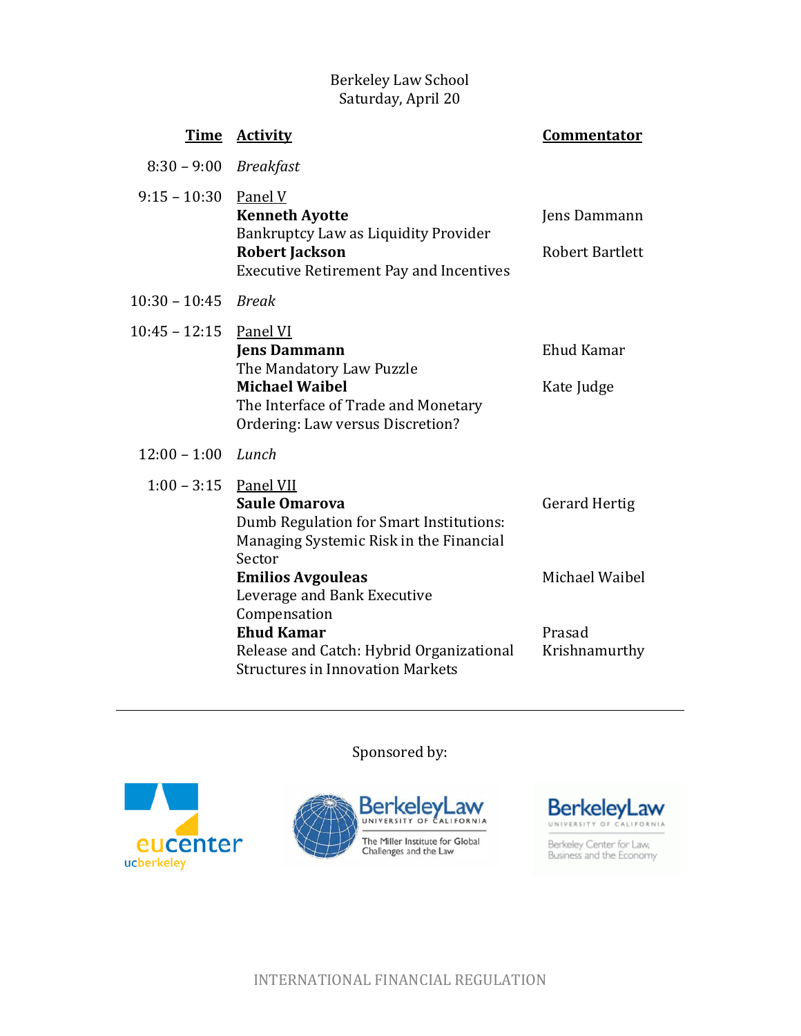Berkeley Law School
Saturday, April 20

| Time | Activity | Commentator |
| --- | --- | --- |
| 8:30 – 9:00 | *Breakfast* | |
| 9:15 – 10:30 | Panel V | |
| | **Kenneth Ayotte**<br>Bankruptcy Law as Liquidity Provider | Jens Dammann |
| | **Robert Jackson**<br>Executive Retirement Pay and Incentives | Robert Bartlett |
| 10:30 – 10:45 | *Break* | |
| 10:45 – 12:15 | Panel VI | |
| | **Jens Dammann**<br>The Mandatory Law Puzzle | Ehud Kamar |
| | **Michael Waibel**<br>The Interface of Trade and Monetary Ordering: Law versus Discretion? | Kate Judge |
| 12:00 – 1:00 | *Lunch* | |
| 1:00 – 3:15 | Panel VII | |
| | **Saule Omarova**<br>Dumb Regulation for Smart Institutions: Managing Systemic Risk in the Financial Sector | Gerard Hertig |
| | **Emilios Avgouleas**<br>Leverage and Bank Executive Compensation | Michael Waibel |
| | **Ehud Kamar**<br>Release and Catch: Hybrid Organizational Structures in Innovation Markets | Prasad Krishnamurthy |

---

Sponsored by:

eucenter ucberkeley

BerkeleyLaw University of California – The Miller Institute for Global Challenges and the Law

BerkeleyLaw University of California – Berkeley Center for Law, Business and the Economy